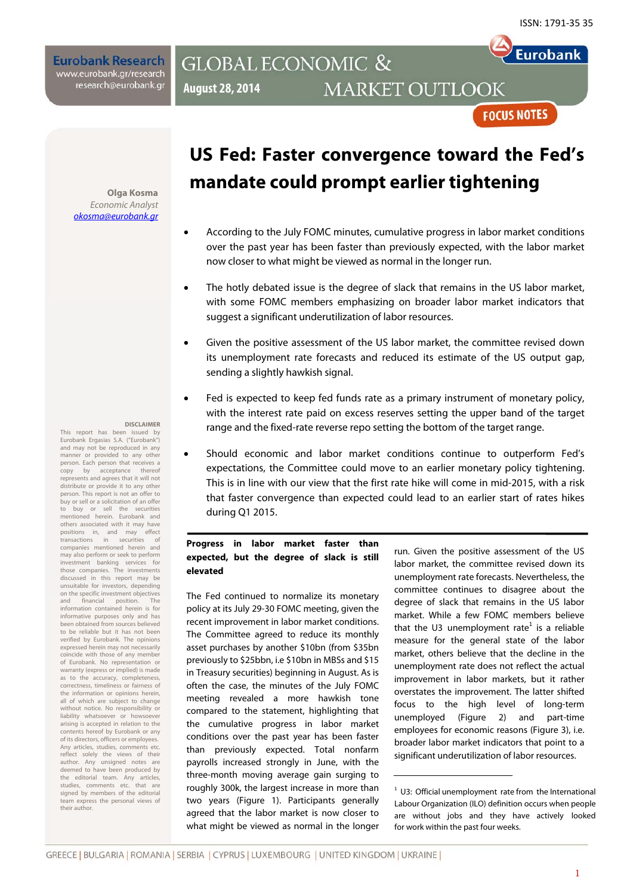ISSN: 1791-35 35

**Eurobank Research**
www.eurobank.gr/research
research@eurobank.gr

# GLOBAL ECONOMIC & MARKET OUTLOOK

**August 28, 2014**

FOCUS NOTES

**Olga Kosma**
*Economic Analyst*
okosma@eurobank.gr

# US Fed: Faster convergence toward the Fed's mandate could prompt earlier tightening

- According to the July FOMC minutes, cumulative progress in labor market conditions over the past year has been faster than previously expected, with the labor market now closer to what might be viewed as normal in the longer run.
- The hotly debated issue is the degree of slack that remains in the US labor market, with some FOMC members emphasizing on broader labor market indicators that suggest a significant underutilization of labor resources.
- Given the positive assessment of the US labor market, the committee revised down its unemployment rate forecasts and reduced its estimate of the US output gap, sending a slightly hawkish signal.
- Fed is expected to keep fed funds rate as a primary instrument of monetary policy, with the interest rate paid on excess reserves setting the upper band of the target range and the fixed-rate reverse repo setting the bottom of the target range.
- Should economic and labor market conditions continue to outperform Fed's expectations, the Committee could move to an earlier monetary policy tightening. This is in line with our view that the first rate hike will come in mid-2015, with a risk that faster convergence than expected could lead to an earlier start of rates hikes during Q1 2015.

## Progress in labor market faster than expected, but the degree of slack is still elevated

The Fed continued to normalize its monetary policy at its July 29-30 FOMC meeting, given the recent improvement in labor market conditions. The Committee agreed to reduce its monthly asset purchases by another $10bn (from $35bn previously to $25bbn, i.e $10bn in MBSs and $15 in Treasury securities) beginning in August. As is often the case, the minutes of the July FOMC meeting revealed a more hawkish tone compared to the statement, highlighting that the cumulative progress in labor market conditions over the past year has been faster than previously expected. Total nonfarm payrolls increased strongly in June, with the three-month moving average gain surging to roughly 300k, the largest increase in more than two years (Figure 1). Participants generally agreed that the labor market is now closer to what might be viewed as normal in the longer run. Given the positive assessment of the US labor market, the committee revised down its unemployment rate forecasts. Nevertheless, the committee continues to disagree about the degree of slack that remains in the US labor market. While a few FOMC members believe that the U3 unemployment rate[1] is a reliable measure for the general state of the labor market, others believe that the decline in the unemployment rate does not reflect the actual improvement in labor markets, but it rather overstates the improvement. The latter shifted focus to the high level of long-term unemployed (Figure 2) and part-time employees for economic reasons (Figure 3), i.e. broader labor market indicators that point to a significant underutilization of labor resources.

[1] U3: Official unemployment rate from the International Labour Organization (ILO) definition occurs when people are without jobs and they have actively looked for work within the past four weeks.

**DISCLAIMER**
This report has been issued by Eurobank Ergasias S.A. ("Eurobank") and may not be reproduced in any manner or provided to any other person. Each person that receives a copy by acceptance thereof represents and agrees that it will not distribute or provide it to any other person. This report is not an offer to buy or sell or a solicitation of an offer to buy or sell the securities mentioned herein. Eurobank and others associated with it may have positions in, and may effect transactions in securities of companies mentioned herein and may also perform or seek to perform investment banking services for those companies. The investments discussed in this report may be unsuitable for investors, depending on the specific investment objectives and financial position. The information contained herein is for informative purposes only and has been obtained from sources believed to be reliable but it has not been verified by Eurobank. The opinions expressed herein may not necessarily coincide with those of any member of Eurobank. No representation or warranty (express or implied) is made as to the accuracy, completeness, correctness, timeliness or fairness of the information or opinions herein, all of which are subject to change without notice. No responsibility or liability whatsoever or howsoever arising is accepted in relation to the contents hereof by Eurobank or any of its directors, officers or employees. Any articles, studies, comments etc. reflect solely the views of their author. Any unsigned notes are deemed to have been produced by the editorial team. Any articles, studies, comments etc. that are signed by members of the editorial team express the personal views of their author.

GREECE | BULGARIA | ROMANIA | SERBIA | CYPRUS | LUXEMBOURG | UNITED KINGDOM | UKRAINE |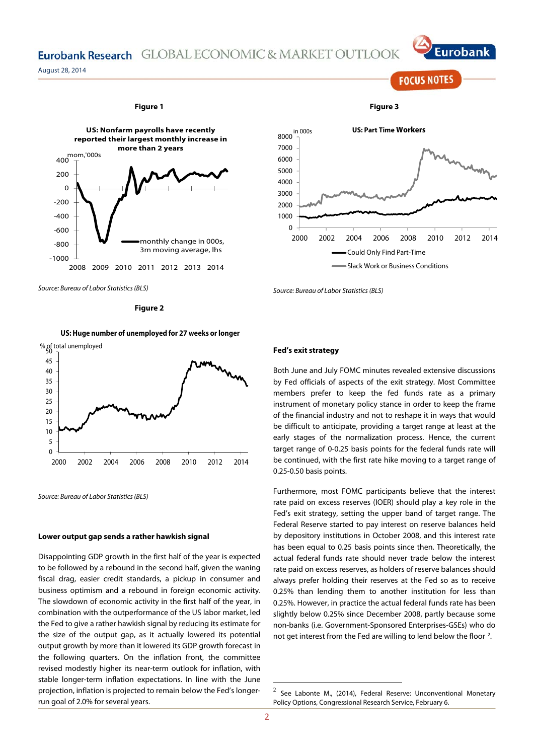**Figure 1**

**US: Nonfarm payrolls have recently reported their largest monthly increase in more than 2 years**

*Source: Bureau of Labor Statistics (BLS)*

**Figure 2**

**US: Huge number of unemployed for 27 weeks or longer**

*Source: Bureau of Labor Statistics (BLS)*

### Lower output gap sends a rather hawkish signal

Disappointing GDP growth in the first half of the year is expected to be followed by a rebound in the second half, given the waning fiscal drag, easier credit standards, a pickup in consumer and business optimism and a rebound in foreign economic activity. The slowdown of economic activity in the first half of the year, in combination with the outperformance of the US labor market, led the Fed to give a rather hawkish signal by reducing its estimate for the size of the output gap, as it actually lowered its potential output growth by more than it lowered its GDP growth forecast in the following quarters. On the inflation front, the committee revised modestly higher its near-term outlook for inflation, with stable longer-term inflation expectations. In line with the June projection, inflation is projected to remain below the Fed's longer-run goal of 2.0% for several years.

**Figure 3**

**US: Part Time Workers**

*Source: Bureau of Labor Statistics (BLS)*

### Fed's exit strategy

Both June and July FOMC minutes revealed extensive discussions by Fed officials of aspects of the exit strategy. Most Committee members prefer to keep the fed funds rate as a primary instrument of monetary policy stance in order to keep the frame of the financial industry and not to reshape it in ways that would be difficult to anticipate, providing a target range at least at the early stages of the normalization process. Hence, the current target range of 0-0.25 basis points for the federal funds rate will be continued, with the first rate hike moving to a target range of 0.25-0.50 basis points.

Furthermore, most FOMC participants believe that the interest rate paid on excess reserves (IOER) should play a key role in the Fed's exit strategy, setting the upper band of target range. The Federal Reserve started to pay interest on reserve balances held by depository institutions in October 2008, and this interest rate has been equal to 0.25 basis points since then. Theoretically, the actual federal funds rate should never trade below the interest rate paid on excess reserves, as holders of reserve balances should always prefer holding their reserves at the Fed so as to receive 0.25% than lending them to another institution for less than 0.25%. However, in practice the actual federal funds rate has been slightly below 0.25% since December 2008, partly because some non-banks (i.e. Government-Sponsored Enterprises-GSEs) who do not get interest from the Fed are willing to lend below the floor [2].

[2] See Labonte M., (2014), Federal Reserve: Unconventional Monetary Policy Options, Congressional Research Service, February 6.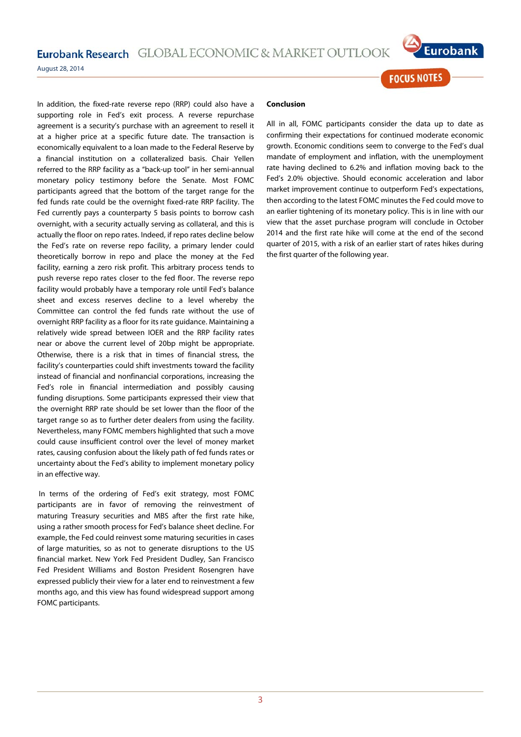In addition, the fixed-rate reverse repo (RRP) could also have a supporting role in Fed's exit process. A reverse repurchase agreement is a security's purchase with an agreement to resell it at a higher price at a specific future date. The transaction is economically equivalent to a loan made to the Federal Reserve by a financial institution on a collateralized basis. Chair Yellen referred to the RRP facility as a "back-up tool" in her semi-annual monetary policy testimony before the Senate. Most FOMC participants agreed that the bottom of the target range for the fed funds rate could be the overnight fixed-rate RRP facility. The Fed currently pays a counterparty 5 basis points to borrow cash overnight, with a security actually serving as collateral, and this is actually the floor on repo rates. Indeed, if repo rates decline below the Fed's rate on reverse repo facility, a primary lender could theoretically borrow in repo and place the money at the Fed facility, earning a zero risk profit. This arbitrary process tends to push reverse repo rates closer to the fed floor. The reverse repo facility would probably have a temporary role until Fed's balance sheet and excess reserves decline to a level whereby the Committee can control the fed funds rate without the use of overnight RRP facility as a floor for its rate guidance. Maintaining a relatively wide spread between IOER and the RRP facility rates near or above the current level of 20bp might be appropriate. Otherwise, there is a risk that in times of financial stress, the facility's counterparties could shift investments toward the facility instead of financial and nonfinancial corporations, increasing the Fed's role in financial intermediation and possibly causing funding disruptions. Some participants expressed their view that the overnight RRP rate should be set lower than the floor of the target range so as to further deter dealers from using the facility. Nevertheless, many FOMC members highlighted that such a move could cause insufficient control over the level of money market rates, causing confusion about the likely path of fed funds rates or uncertainty about the Fed's ability to implement monetary policy in an effective way.

In terms of the ordering of Fed's exit strategy, most FOMC participants are in favor of removing the reinvestment of maturing Treasury securities and MBS after the first rate hike, using a rather smooth process for Fed's balance sheet decline. For example, the Fed could reinvest some maturing securities in cases of large maturities, so as not to generate disruptions to the US financial market. New York Fed President Dudley, San Francisco Fed President Williams and Boston President Rosengren have expressed publicly their view for a later end to reinvestment a few months ago, and this view has found widespread support among FOMC participants.

**Conclusion**

All in all, FOMC participants consider the data up to date as confirming their expectations for continued moderate economic growth. Economic conditions seem to converge to the Fed's dual mandate of employment and inflation, with the unemployment rate having declined to 6.2% and inflation moving back to the Fed's 2.0% objective. Should economic acceleration and labor market improvement continue to outperform Fed's expectations, then according to the latest FOMC minutes the Fed could move to an earlier tightening of its monetary policy. This is in line with our view that the asset purchase program will conclude in October 2014 and the first rate hike will come at the end of the second quarter of 2015, with a risk of an earlier start of rates hikes during the first quarter of the following year.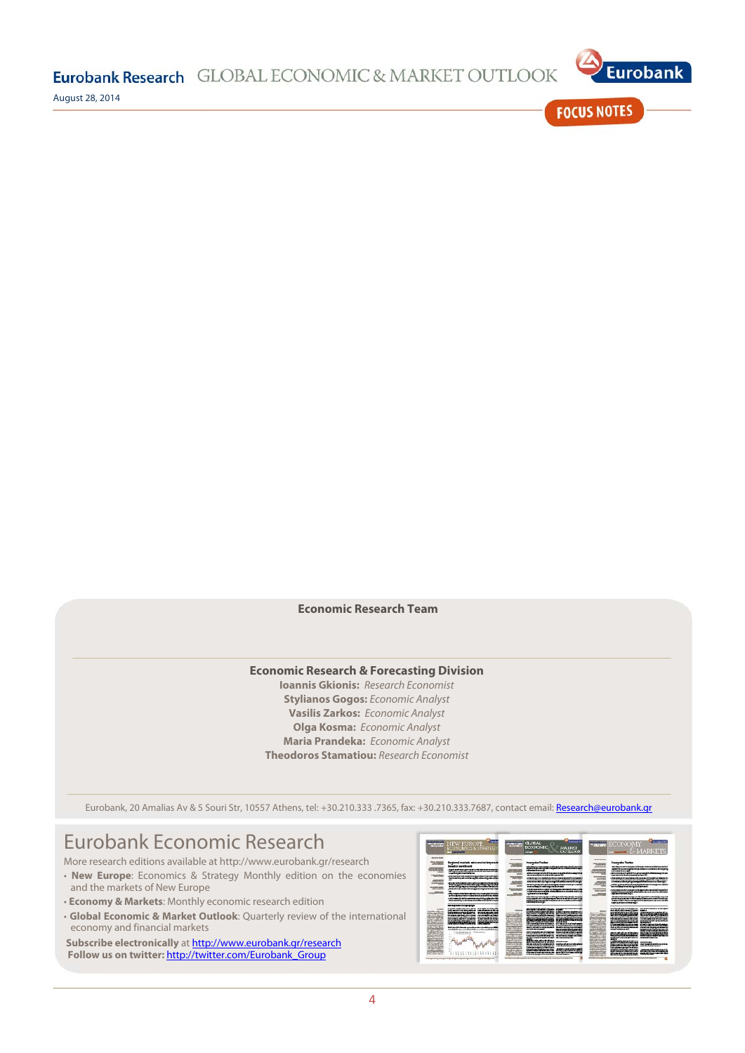**Economic Research Team**

**Economic Research & Forecasting Division**

**Ioannis Gkionis:** *Research Economist*
**Stylianos Gogos:** *Economic Analyst*
**Vasilis Zarkos:** *Economic Analyst*
**Olga Kosma:** *Economic Analyst*
**Maria Prandeka:** *Economic Analyst*
**Theodoros Stamatiou:** *Research Economist*

Eurobank, 20 Amalias Av & 5 Souri Str, 10557 Athens, tel: +30.210.333 .7365, fax: +30.210.333.7687, contact email: Research@eurobank.gr

# Eurobank Economic Research

More research editions available at http://www.eurobank.gr/research

- **New Europe**: Economics & Strategy Monthly edition on the economies and the markets of New Europe
- **Economy & Markets**: Monthly economic research edition
- **Global Economic & Market Outlook**: Quarterly review of the international economy and financial markets

**Subscribe electronically** at http://www.eurobank.gr/research
**Follow us on twitter:** http://twitter.com/Eurobank_Group